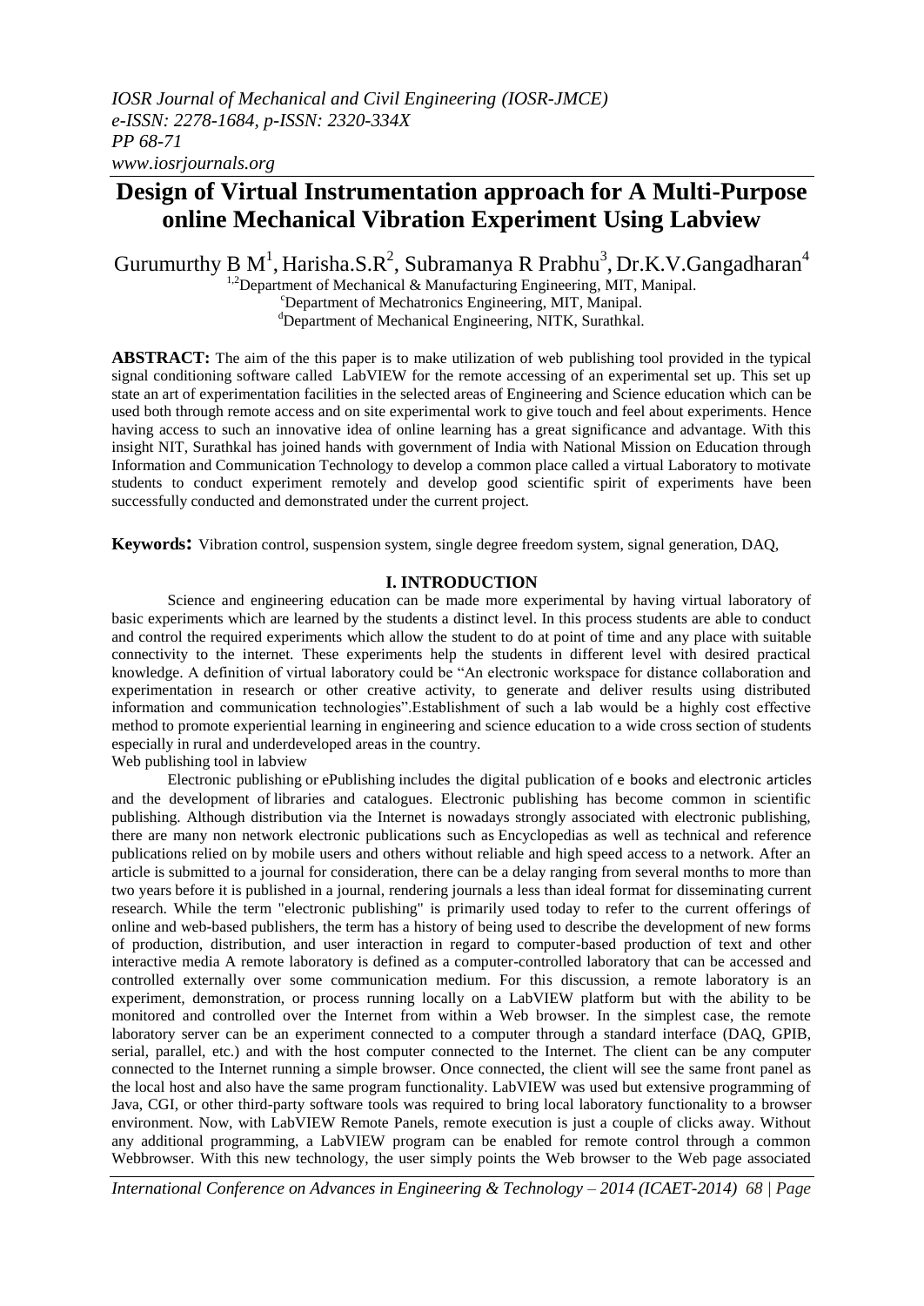# Design of Virtual Instrumentation approach for A Multi-Purpose online Mechanical Vibration Experiment Using Labview

Gurumurthy B M[1], Harisha.S.R[2], Subramanya R Prabhu[3], Dr.K.V.Gangadharan[4]

[1,2]Department of Mechanical & Manufacturing Engineering, MIT, Manipal.
[c]Department of Mechatronics Engineering, MIT, Manipal.
[d]Department of Mechanical Engineering, NITK, Surathkal.

**ABSTRACT:** The aim of the this paper is to make utilization of web publishing tool provided in the typical signal conditioning software called LabVIEW for the remote accessing of an experimental set up. This set up state an art of experimentation facilities in the selected areas of Engineering and Science education which can be used both through remote access and on site experimental work to give touch and feel about experiments. Hence having access to such an innovative idea of online learning has a great significance and advantage. With this insight NIT, Surathkal has joined hands with government of India with National Mission on Education through Information and Communication Technology to develop a common place called a virtual Laboratory to motivate students to conduct experiment remotely and develop good scientific spirit of experiments have been successfully conducted and demonstrated under the current project.

**Keywords:** Vibration control, suspension system, single degree freedom system, signal generation, DAQ,

## I. INTRODUCTION

Science and engineering education can be made more experimental by having virtual laboratory of basic experiments which are learned by the students a distinct level. In this process students are able to conduct and control the required experiments which allow the student to do at point of time and any place with suitable connectivity to the internet. These experiments help the students in different level with desired practical knowledge. A definition of virtual laboratory could be "An electronic workspace for distance collaboration and experimentation in research or other creative activity, to generate and deliver results using distributed information and communication technologies".Establishment of such a lab would be a highly cost effective method to promote experiential learning in engineering and science education to a wide cross section of students especially in rural and underdeveloped areas in the country.

Web publishing tool in labview

Electronic publishing or ePublishing includes the digital publication of e books and electronic articles and the development of libraries and catalogues. Electronic publishing has become common in scientific publishing. Although distribution via the Internet is nowadays strongly associated with electronic publishing, there are many non network electronic publications such as Encyclopedias as well as technical and reference publications relied on by mobile users and others without reliable and high speed access to a network. After an article is submitted to a journal for consideration, there can be a delay ranging from several months to more than two years before it is published in a journal, rendering journals a less than ideal format for disseminating current research. While the term "electronic publishing" is primarily used today to refer to the current offerings of online and web-based publishers, the term has a history of being used to describe the development of new forms of production, distribution, and user interaction in regard to computer-based production of text and other interactive media A remote laboratory is defined as a computer-controlled laboratory that can be accessed and controlled externally over some communication medium. For this discussion, a remote laboratory is an experiment, demonstration, or process running locally on a LabVIEW platform but with the ability to be monitored and controlled over the Internet from within a Web browser. In the simplest case, the remote laboratory server can be an experiment connected to a computer through a standard interface (DAQ, GPIB, serial, parallel, etc.) and with the host computer connected to the Internet. The client can be any computer connected to the Internet running a simple browser. Once connected, the client will see the same front panel as the local host and also have the same program functionality. LabVIEW was used but extensive programming of Java, CGI, or other third-party software tools was required to bring local laboratory functionality to a browser environment. Now, with LabVIEW Remote Panels, remote execution is just a couple of clicks away. Without any additional programming, a LabVIEW program can be enabled for remote control through a common Webbrowser. With this new technology, the user simply points the Web browser to the Web page associated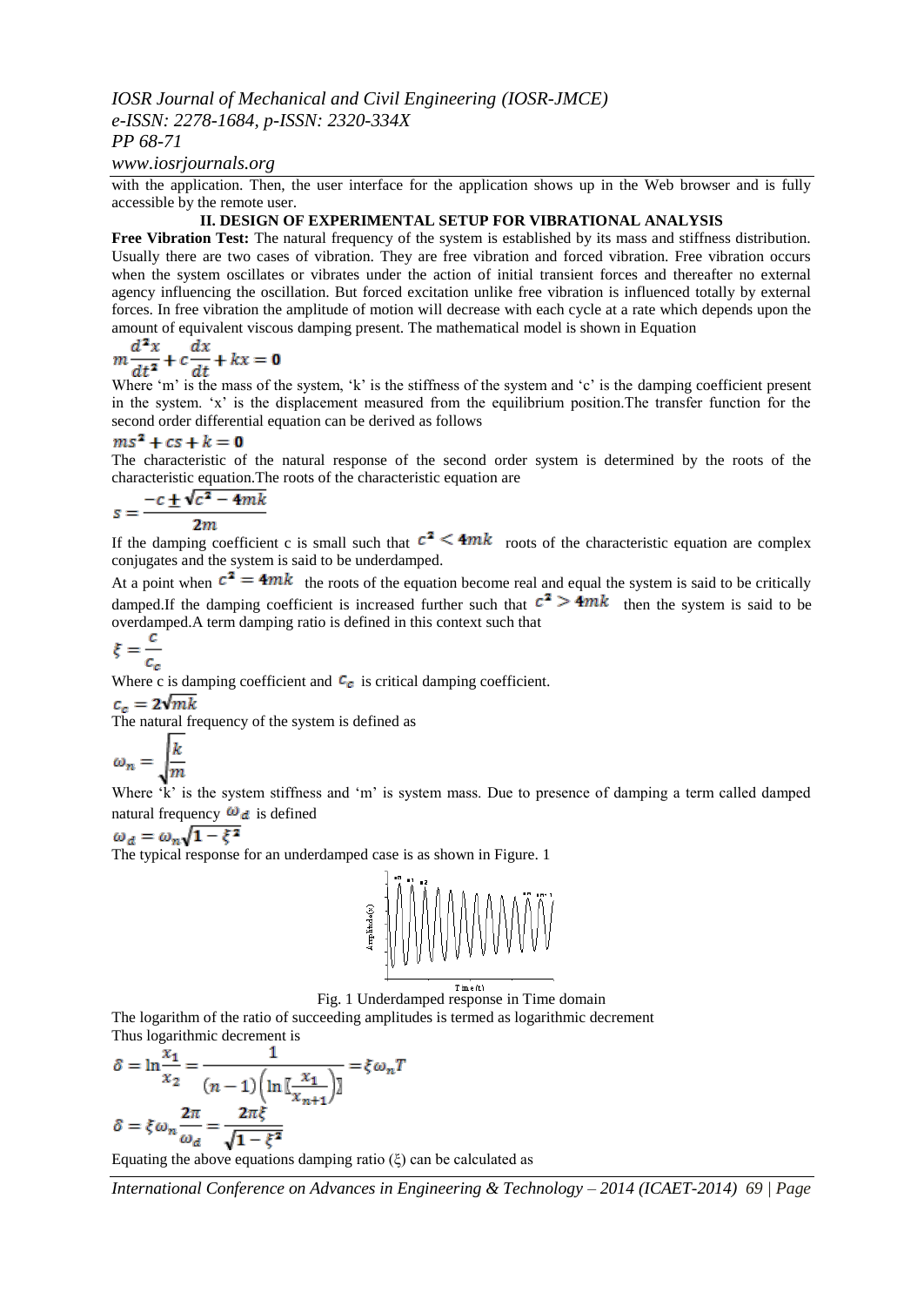with the application. Then, the user interface for the application shows up in the Web browser and is fully accessible by the remote user.

## II. DESIGN OF EXPERIMENTAL SETUP FOR VIBRATIONAL ANALYSIS

**Free Vibration Test:** The natural frequency of the system is established by its mass and stiffness distribution. Usually there are two cases of vibration. They are free vibration and forced vibration. Free vibration occurs when the system oscillates or vibrates under the action of initial transient forces and thereafter no external agency influencing the oscillation. But forced excitation unlike free vibration is influenced totally by external forces. In free vibration the amplitude of motion will decrease with each cycle at a rate which depends upon the amount of equivalent viscous damping present. The mathematical model is shown in Equation

$$m\frac{d^2x}{dt^2} + c\frac{dx}{dt} + kx = 0$$

Where 'm' is the mass of the system, 'k' is the stiffness of the system and 'c' is the damping coefficient present in the system. 'x' is the displacement measured from the equilibrium position.The transfer function for the second order differential equation can be derived as follows

$$ms^2 + cs + k = 0$$

The characteristic of the natural response of the second order system is determined by the roots of the characteristic equation.The roots of the characteristic equation are

$$s = \frac{-c \pm \sqrt{c^2 - 4mk}}{2m}$$

If the damping coefficient c is small such that $c^2 < 4mk$ roots of the characteristic equation are complex conjugates and the system is said to be underdamped.

At a point when $c^2 = 4mk$ the roots of the equation become real and equal the system is said to be critically damped.If the damping coefficient is increased further such that $c^2 > 4mk$ then the system is said to be overdamped.A term damping ratio is defined in this context such that

$$\xi = \frac{c}{c_c}$$

Where c is damping coefficient and $c_c$ is critical damping coefficient.

$$c_c = 2\sqrt{mk}$$

The natural frequency of the system is defined as

$$\omega_n = \sqrt{\frac{k}{m}}$$

Where 'k' is the system stiffness and 'm' is system mass. Due to presence of damping a term called damped natural frequency $\omega_d$ is defined

$$\omega_d = \omega_n\sqrt{1 - \xi^2}$$

The typical response for an underdamped case is as shown in Figure. 1

Fig. 1 Underdamped response in Time domain

The logarithm of the ratio of succeeding amplitudes is termed as logarithmic decrement

Thus logarithmic decrement is

$$\delta = \ln\frac{x_1}{x_2} = \frac{1}{(n-1)\left(\ln\left[\frac{x_1}{x_{n+1}}\right)\right]} = \xi\omega_n T$$

$$\delta = \xi\omega_n\frac{2\pi}{\omega_d} = \frac{2\pi\xi}{\sqrt{1-\xi^2}}$$

Equating the above equations damping ratio ($\xi$) can be calculated as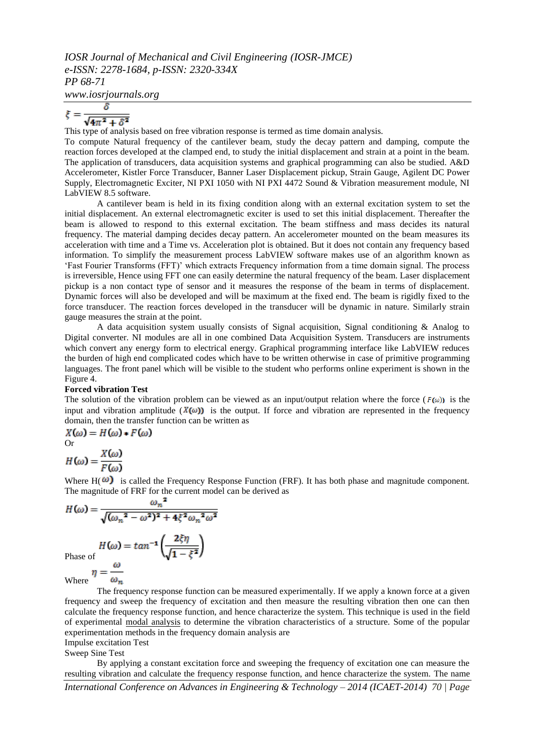$$\xi = \frac{\delta}{\sqrt{4\pi^2 + \delta^2}}$$

This type of analysis based on free vibration response is termed as time domain analysis.

To compute Natural frequency of the cantilever beam, study the decay pattern and damping, compute the reaction forces developed at the clamped end, to study the initial displacement and strain at a point in the beam. The application of transducers, data acquisition systems and graphical programming can also be studied. A&D Accelerometer, Kistler Force Transducer, Banner Laser Displacement pickup, Strain Gauge, Agilent DC Power Supply, Electromagnetic Exciter, NI PXI 1050 with NI PXI 4472 Sound & Vibration measurement module, NI LabVIEW 8.5 software.

A cantilever beam is held in its fixing condition along with an external excitation system to set the initial displacement. An external electromagnetic exciter is used to set this initial displacement. Thereafter the beam is allowed to respond to this external excitation. The beam stiffness and mass decides its natural frequency. The material damping decides decay pattern. An accelerometer mounted on the beam measures its acceleration with time and a Time vs. Acceleration plot is obtained. But it does not contain any frequency based information. To simplify the measurement process LabVIEW software makes use of an algorithm known as 'Fast Fourier Transforms (FFT)' which extracts Frequency information from a time domain signal. The process is irreversible, Hence using FFT one can easily determine the natural frequency of the beam. Laser displacement pickup is a non contact type of sensor and it measures the response of the beam in terms of displacement. Dynamic forces will also be developed and will be maximum at the fixed end. The beam is rigidly fixed to the force transducer. The reaction forces developed in the transducer will be dynamic in nature. Similarly strain gauge measures the strain at the point.

A data acquisition system usually consists of Signal acquisition, Signal conditioning & Analog to Digital converter. NI modules are all in one combined Data Acquisition System. Transducers are instruments which convert any energy form to electrical energy. Graphical programming interface like LabVIEW reduces the burden of high end complicated codes which have to be written otherwise in case of primitive programming languages. The front panel which will be visible to the student who performs online experiment is shown in the Figure 4.

**Forced vibration Test**

The solution of the vibration problem can be viewed as an input/output relation where the force ($F(\omega)$) is the input and vibration amplitude ($X(\omega)$) is the output. If force and vibration are represented in the frequency domain, then the transfer function can be written as

$$X(\omega) = H(\omega) * F(\omega)$$

Or

$$H(\omega) = \frac{X(\omega)}{F(\omega)}$$

Where $H(\omega)$ is called the Frequency Response Function (FRF). It has both phase and magnitude component. The magnitude of FRF for the current model can be derived as

$$H(\omega) = \frac{\omega_n^2}{\sqrt{(\omega_n^2 - \omega^2)^2 + 4\xi^2\omega_n^2\omega^2}}$$

Phase of $$H(\omega) = tan^{-1}\left(\frac{2\xi\eta}{\sqrt{1-\xi^2}}\right)$$

Where $$\eta = \frac{\omega}{\omega_n}$$

The frequency response function can be measured experimentally. If we apply a known force at a given frequency and sweep the frequency of excitation and then measure the resulting vibration then one can then calculate the frequency response function, and hence characterize the system. This technique is used in the field of experimental modal analysis to determine the vibration characteristics of a structure. Some of the popular experimentation methods in the frequency domain analysis are

Impulse excitation Test

Sweep Sine Test

By applying a constant excitation force and sweeping the frequency of excitation one can measure the resulting vibration and calculate the frequency response function, and hence characterize the system. The name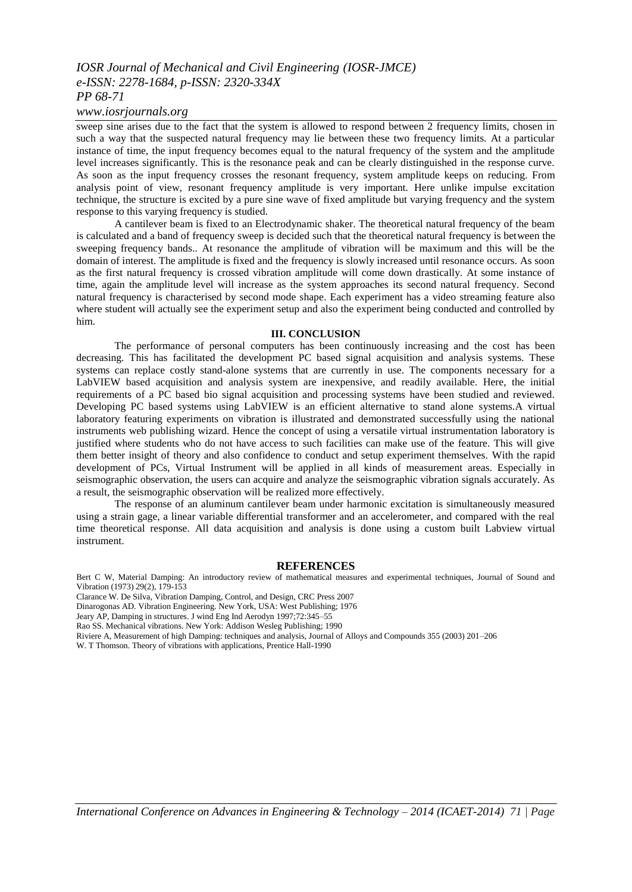sweep sine arises due to the fact that the system is allowed to respond between 2 frequency limits, chosen in such a way that the suspected natural frequency may lie between these two frequency limits. At a particular instance of time, the input frequency becomes equal to the natural frequency of the system and the amplitude level increases significantly. This is the resonance peak and can be clearly distinguished in the response curve. As soon as the input frequency crosses the resonant frequency, system amplitude keeps on reducing. From analysis point of view, resonant frequency amplitude is very important. Here unlike impulse excitation technique, the structure is excited by a pure sine wave of fixed amplitude but varying frequency and the system response to this varying frequency is studied.

A cantilever beam is fixed to an Electrodynamic shaker. The theoretical natural frequency of the beam is calculated and a band of frequency sweep is decided such that the theoretical natural frequency is between the sweeping frequency bands.. At resonance the amplitude of vibration will be maximum and this will be the domain of interest. The amplitude is fixed and the frequency is slowly increased until resonance occurs. As soon as the first natural frequency is crossed vibration amplitude will come down drastically. At some instance of time, again the amplitude level will increase as the system approaches its second natural frequency. Second natural frequency is characterised by second mode shape. Each experiment has a video streaming feature also where student will actually see the experiment setup and also the experiment being conducted and controlled by him.

## III. CONCLUSION

The performance of personal computers has been continuously increasing and the cost has been decreasing. This has facilitated the development PC based signal acquisition and analysis systems. These systems can replace costly stand-alone systems that are currently in use. The components necessary for a LabVIEW based acquisition and analysis system are inexpensive, and readily available. Here, the initial requirements of a PC based bio signal acquisition and processing systems have been studied and reviewed. Developing PC based systems using LabVIEW is an efficient alternative to stand alone systems.A virtual laboratory featuring experiments on vibration is illustrated and demonstrated successfully using the national instruments web publishing wizard. Hence the concept of using a versatile virtual instrumentation laboratory is justified where students who do not have access to such facilities can make use of the feature. This will give them better insight of theory and also confidence to conduct and setup experiment themselves. With the rapid development of PCs, Virtual Instrument will be applied in all kinds of measurement areas. Especially in seismographic observation, the users can acquire and analyze the seismographic vibration signals accurately. As a result, the seismographic observation will be realized more effectively.

The response of an aluminum cantilever beam under harmonic excitation is simultaneously measured using a strain gage, a linear variable differential transformer and an accelerometer, and compared with the real time theoretical response. All data acquisition and analysis is done using a custom built Labview virtual instrument.

## REFERENCES

Bert C W, Material Damping: An introductory review of mathematical measures and experimental techniques, Journal of Sound and Vibration (1973) 29(2), 179-153

Clarance W. De Silva, Vibration Damping, Control, and Design, CRC Press 2007

Dinarogonas AD. Vibration Engineering. New York, USA: West Publishing; 1976

Jeary AP, Damping in structures. J wind Eng Ind Aerodyn 1997;72:345–55

Rao SS. Mechanical vibrations. New York: Addison Wesleg Publishing; 1990

Riviere A, Measurement of high Damping: techniques and analysis, Journal of Alloys and Compounds 355 (2003) 201–206

W. T Thomson. Theory of vibrations with applications, Prentice Hall-1990